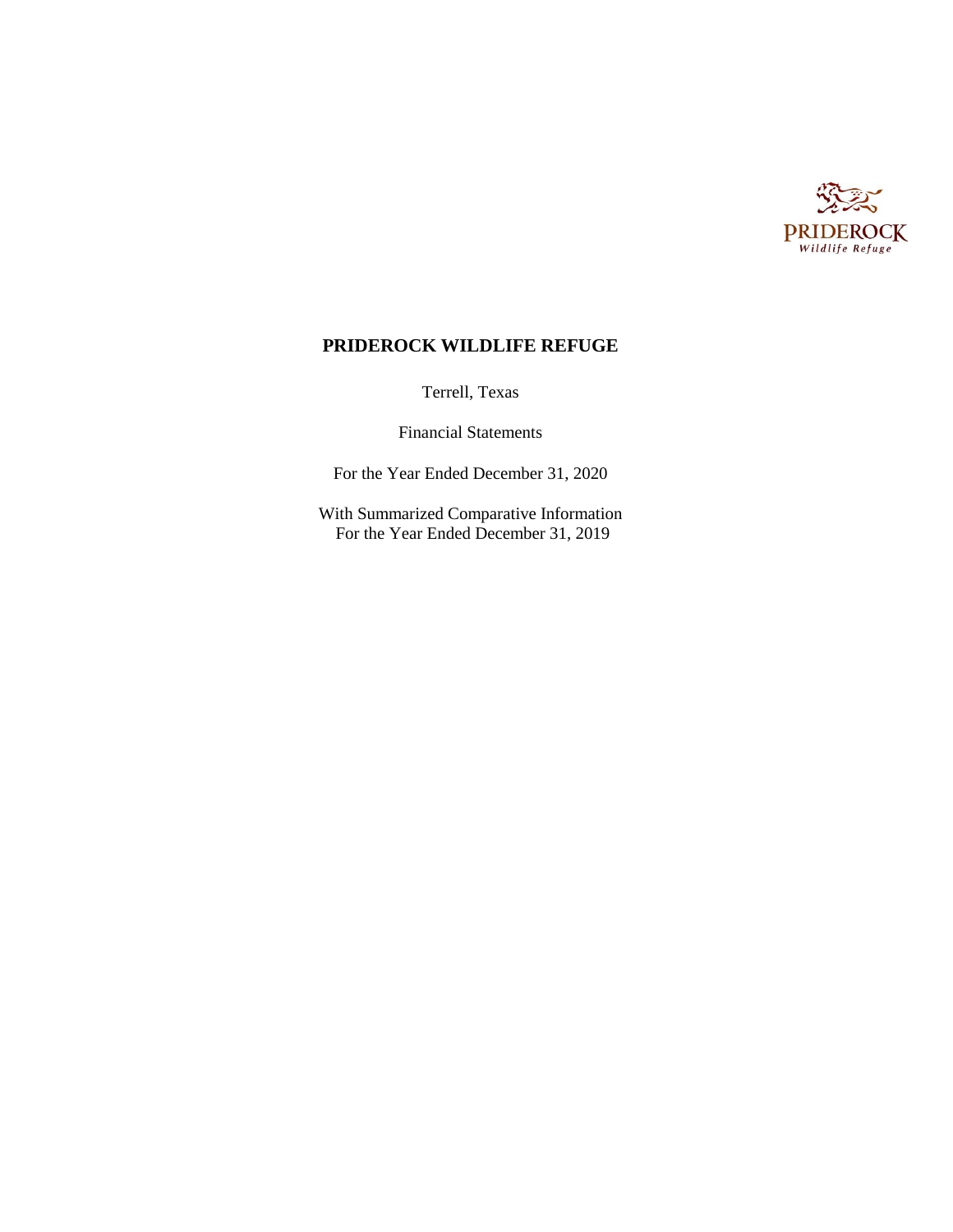# PRIDEROCK WILDLIFE REFUGE

Terrell, Texas

Financial Statements

For the Year Ended December 31, 2020

With Summarized Comparative Information
For the Year Ended December 31, 2019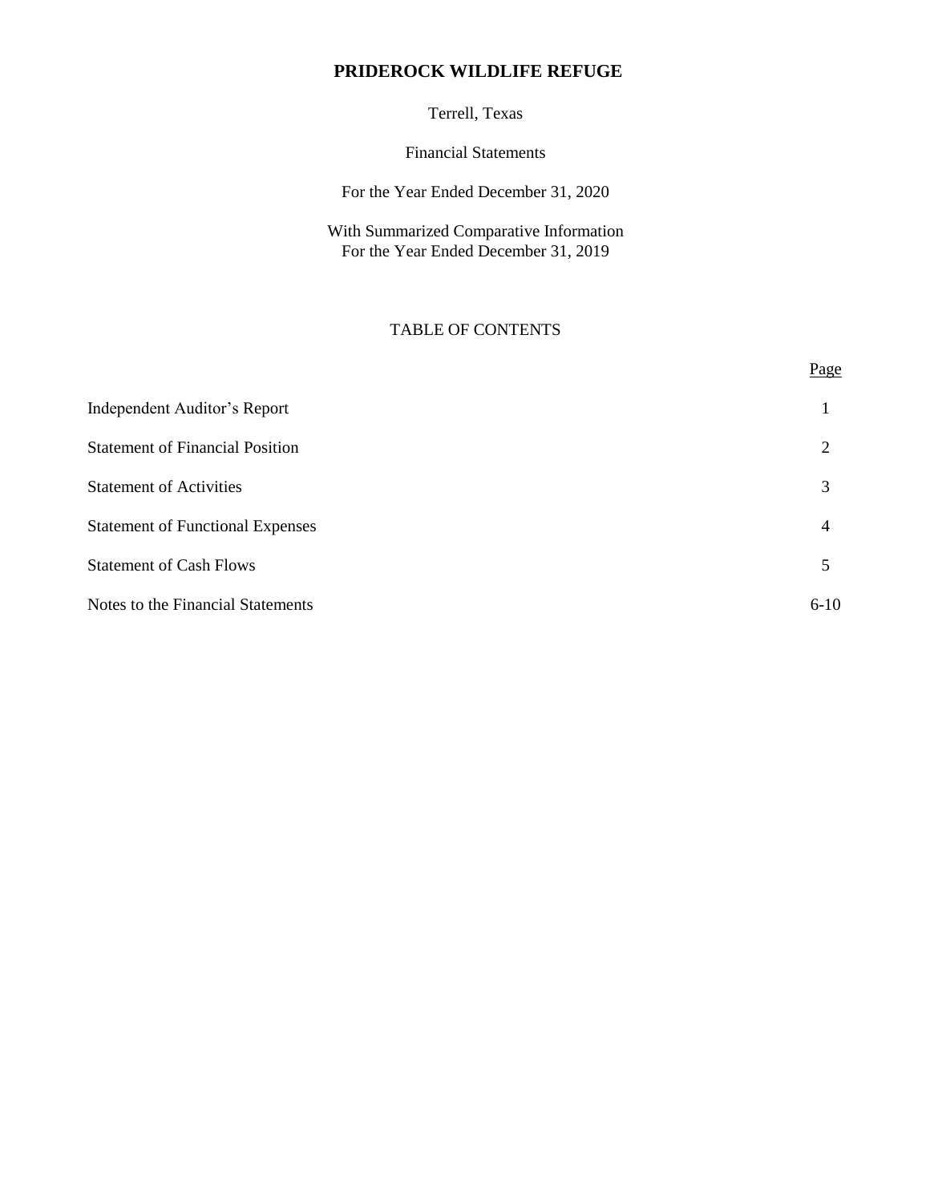# PRIDEROCK WILDLIFE REFUGE

Terrell, Texas

Financial Statements

For the Year Ended December 31, 2020

With Summarized Comparative Information
For the Year Ended December 31, 2019

## TABLE OF CONTENTS

| | Page |
|---|---|
| Independent Auditor's Report | 1 |
| Statement of Financial Position | 2 |
| Statement of Activities | 3 |
| Statement of Functional Expenses | 4 |
| Statement of Cash Flows | 5 |
| Notes to the Financial Statements | 6-10 |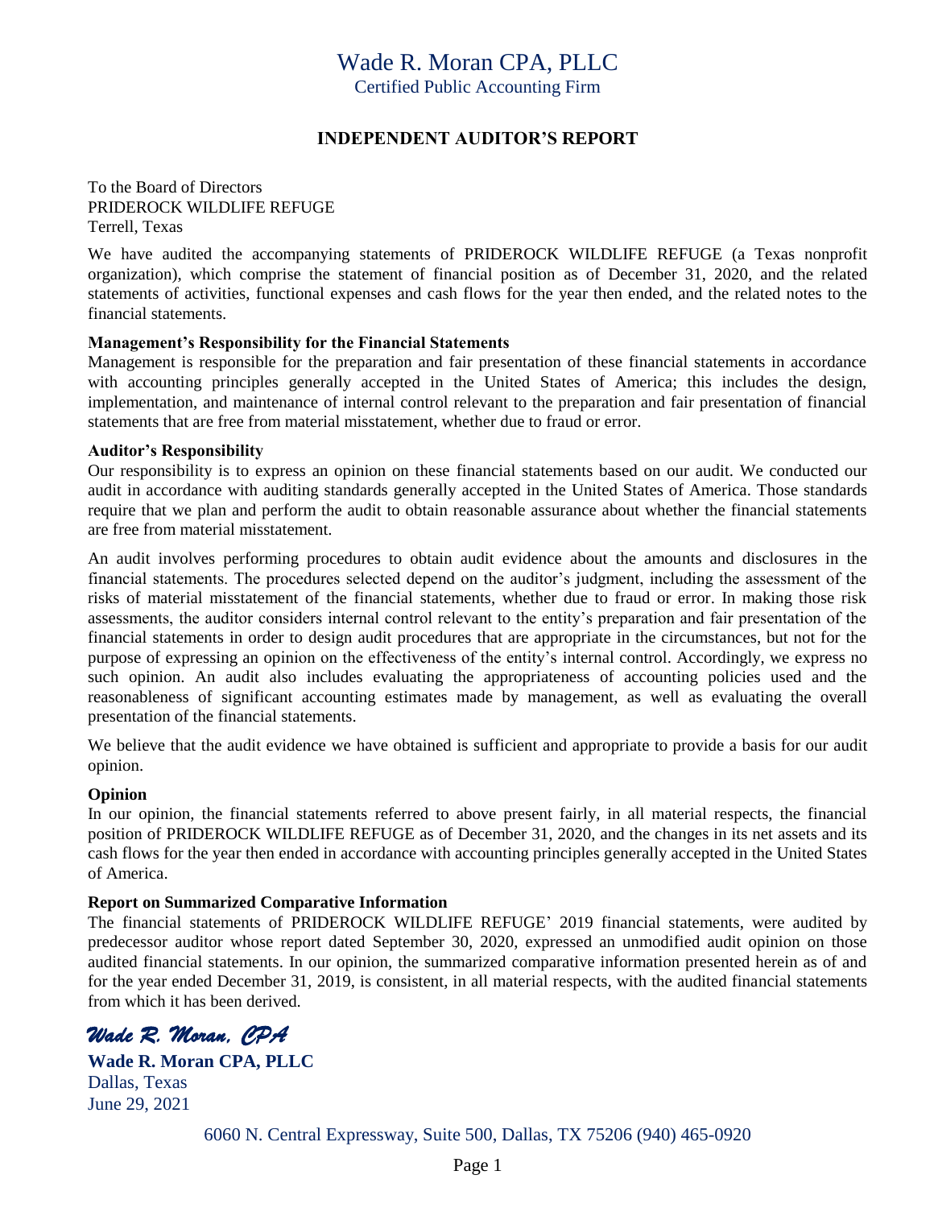# Wade R. Moran CPA, PLLC

Certified Public Accounting Firm

## INDEPENDENT AUDITOR'S REPORT

To the Board of Directors
PRIDEROCK WILDLIFE REFUGE
Terrell, Texas

We have audited the accompanying statements of PRIDEROCK WILDLIFE REFUGE (a Texas nonprofit organization), which comprise the statement of financial position as of December 31, 2020, and the related statements of activities, functional expenses and cash flows for the year then ended, and the related notes to the financial statements.

**Management's Responsibility for the Financial Statements**

Management is responsible for the preparation and fair presentation of these financial statements in accordance with accounting principles generally accepted in the United States of America; this includes the design, implementation, and maintenance of internal control relevant to the preparation and fair presentation of financial statements that are free from material misstatement, whether due to fraud or error.

**Auditor's Responsibility**

Our responsibility is to express an opinion on these financial statements based on our audit. We conducted our audit in accordance with auditing standards generally accepted in the United States of America. Those standards require that we plan and perform the audit to obtain reasonable assurance about whether the financial statements are free from material misstatement.

An audit involves performing procedures to obtain audit evidence about the amounts and disclosures in the financial statements. The procedures selected depend on the auditor's judgment, including the assessment of the risks of material misstatement of the financial statements, whether due to fraud or error. In making those risk assessments, the auditor considers internal control relevant to the entity's preparation and fair presentation of the financial statements in order to design audit procedures that are appropriate in the circumstances, but not for the purpose of expressing an opinion on the effectiveness of the entity's internal control. Accordingly, we express no such opinion. An audit also includes evaluating the appropriateness of accounting policies used and the reasonableness of significant accounting estimates made by management, as well as evaluating the overall presentation of the financial statements.

We believe that the audit evidence we have obtained is sufficient and appropriate to provide a basis for our audit opinion.

**Opinion**

In our opinion, the financial statements referred to above present fairly, in all material respects, the financial position of PRIDEROCK WILDLIFE REFUGE as of December 31, 2020, and the changes in its net assets and its cash flows for the year then ended in accordance with accounting principles generally accepted in the United States of America.

**Report on Summarized Comparative Information**

The financial statements of PRIDEROCK WILDLIFE REFUGE' 2019 financial statements, were audited by predecessor auditor whose report dated September 30, 2020, expressed an unmodified audit opinion on those audited financial statements. In our opinion, the summarized comparative information presented herein as of and for the year ended December 31, 2019, is consistent, in all material respects, with the audited financial statements from which it has been derived.

*Wade R. Moran, CPA*

**Wade R. Moran CPA, PLLC**
Dallas, Texas
June 29, 2021

6060 N. Central Expressway, Suite 500, Dallas, TX 75206 (940) 465-0920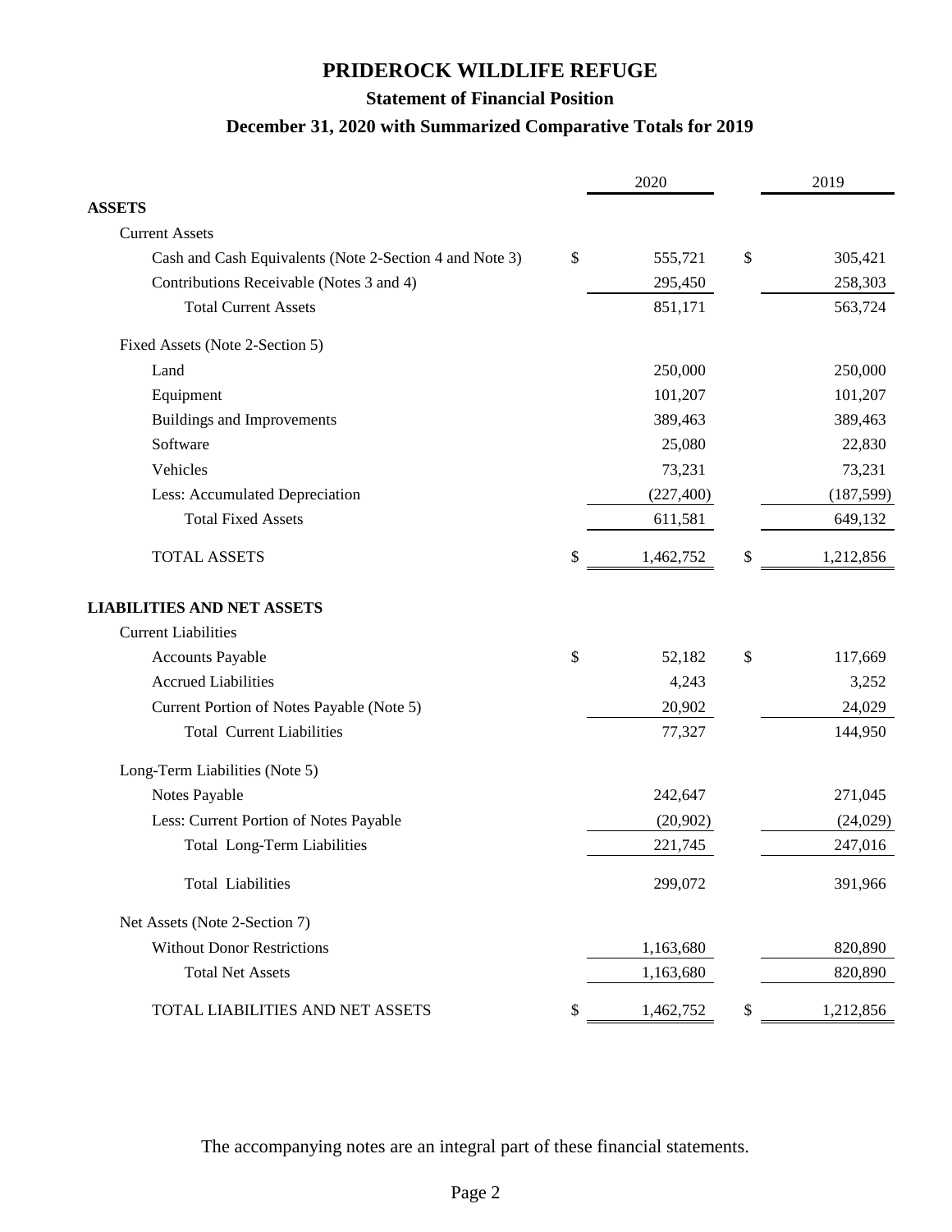# PRIDEROCK WILDLIFE REFUGE

## Statement of Financial Position

### December 31, 2020 with Summarized Comparative Totals for 2019

| | 2020 | 2019 |
|---|---|---|
| **ASSETS** | | |
| Current Assets | | |
| Cash and Cash Equivalents (Note 2-Section 4 and Note 3) | $ 555,721 | $ 305,421 |
| Contributions Receivable (Notes 3 and 4) | 295,450 | 258,303 |
| Total Current Assets | 851,171 | 563,724 |
| Fixed Assets (Note 2-Section 5) | | |
| Land | 250,000 | 250,000 |
| Equipment | 101,207 | 101,207 |
| Buildings and Improvements | 389,463 | 389,463 |
| Software | 25,080 | 22,830 |
| Vehicles | 73,231 | 73,231 |
| Less: Accumulated Depreciation | (227,400) | (187,599) |
| Total Fixed Assets | 611,581 | 649,132 |
| TOTAL ASSETS | $ 1,462,752 | $ 1,212,856 |
| **LIABILITIES AND NET ASSETS** | | |
| Current Liabilities | | |
| Accounts Payable | $ 52,182 | $ 117,669 |
| Accrued Liabilities | 4,243 | 3,252 |
| Current Portion of Notes Payable (Note 5) | 20,902 | 24,029 |
| Total Current Liabilities | 77,327 | 144,950 |
| Long-Term Liabilities (Note 5) | | |
| Notes Payable | 242,647 | 271,045 |
| Less: Current Portion of Notes Payable | (20,902) | (24,029) |
| Total Long-Term Liabilities | 221,745 | 247,016 |
| Total Liabilities | 299,072 | 391,966 |
| Net Assets (Note 2-Section 7) | | |
| Without Donor Restrictions | 1,163,680 | 820,890 |
| Total Net Assets | 1,163,680 | 820,890 |
| TOTAL LIABILITIES AND NET ASSETS | $ 1,462,752 | $ 1,212,856 |

The accompanying notes are an integral part of these financial statements.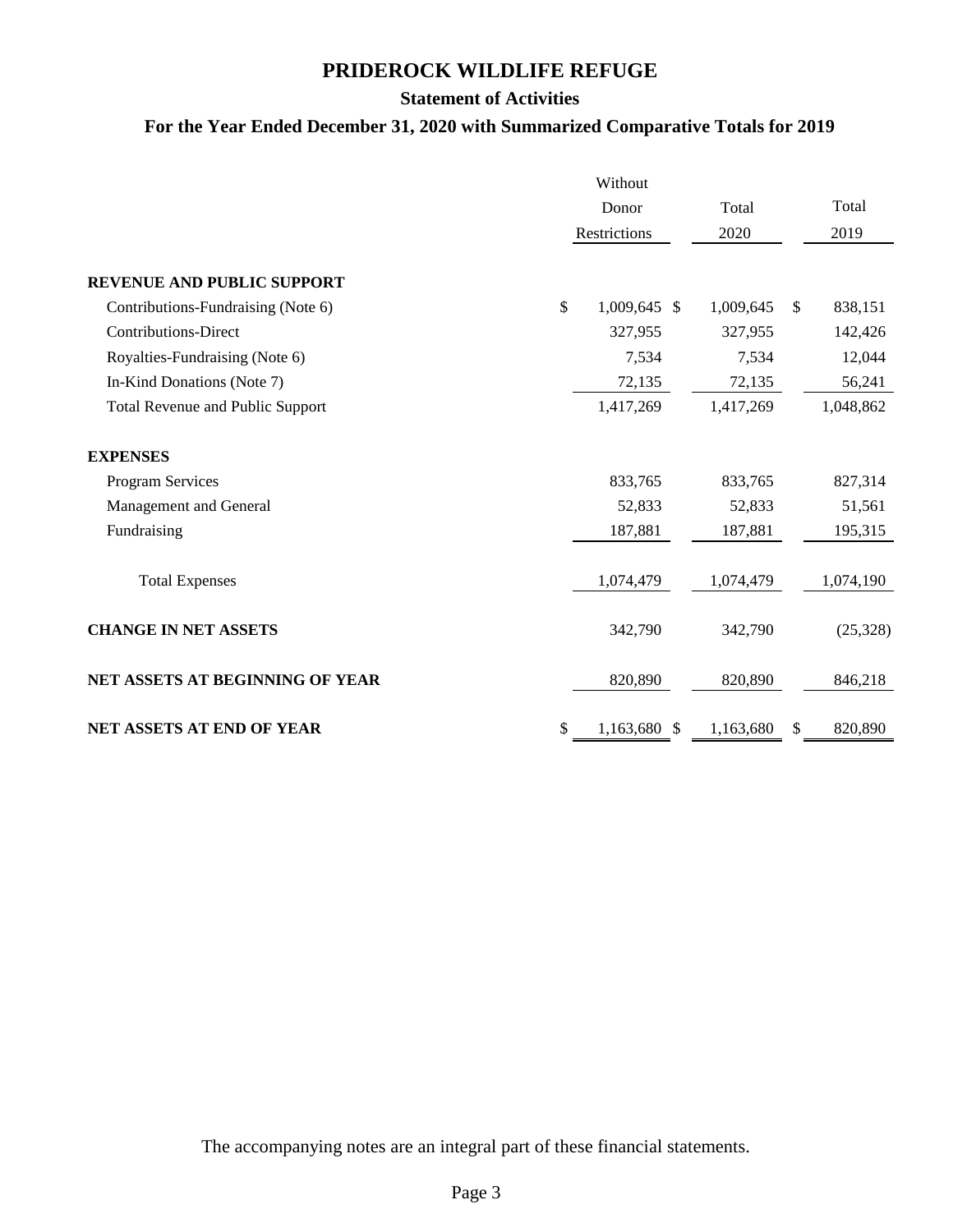# PRIDEROCK WILDLIFE REFUGE

## Statement of Activities

### For the Year Ended December 31, 2020 with Summarized Comparative Totals for 2019

| | Without Donor Restrictions | Total 2020 | Total 2019 |
|---|---|---|---|
| **REVENUE AND PUBLIC SUPPORT** | | | |
| Contributions-Fundraising (Note 6) | $ 1,009,645 | $ 1,009,645 | $ 838,151 |
| Contributions-Direct | 327,955 | 327,955 | 142,426 |
| Royalties-Fundraising (Note 6) | 7,534 | 7,534 | 12,044 |
| In-Kind Donations (Note 7) | 72,135 | 72,135 | 56,241 |
| Total Revenue and Public Support | 1,417,269 | 1,417,269 | 1,048,862 |
| **EXPENSES** | | | |
| Program Services | 833,765 | 833,765 | 827,314 |
| Management and General | 52,833 | 52,833 | 51,561 |
| Fundraising | 187,881 | 187,881 | 195,315 |
| Total Expenses | 1,074,479 | 1,074,479 | 1,074,190 |
| **CHANGE IN NET ASSETS** | 342,790 | 342,790 | (25,328) |
| **NET ASSETS AT BEGINNING OF YEAR** | 820,890 | 820,890 | 846,218 |
| **NET ASSETS AT END OF YEAR** | $ 1,163,680 | $ 1,163,680 | $ 820,890 |

The accompanying notes are an integral part of these financial statements.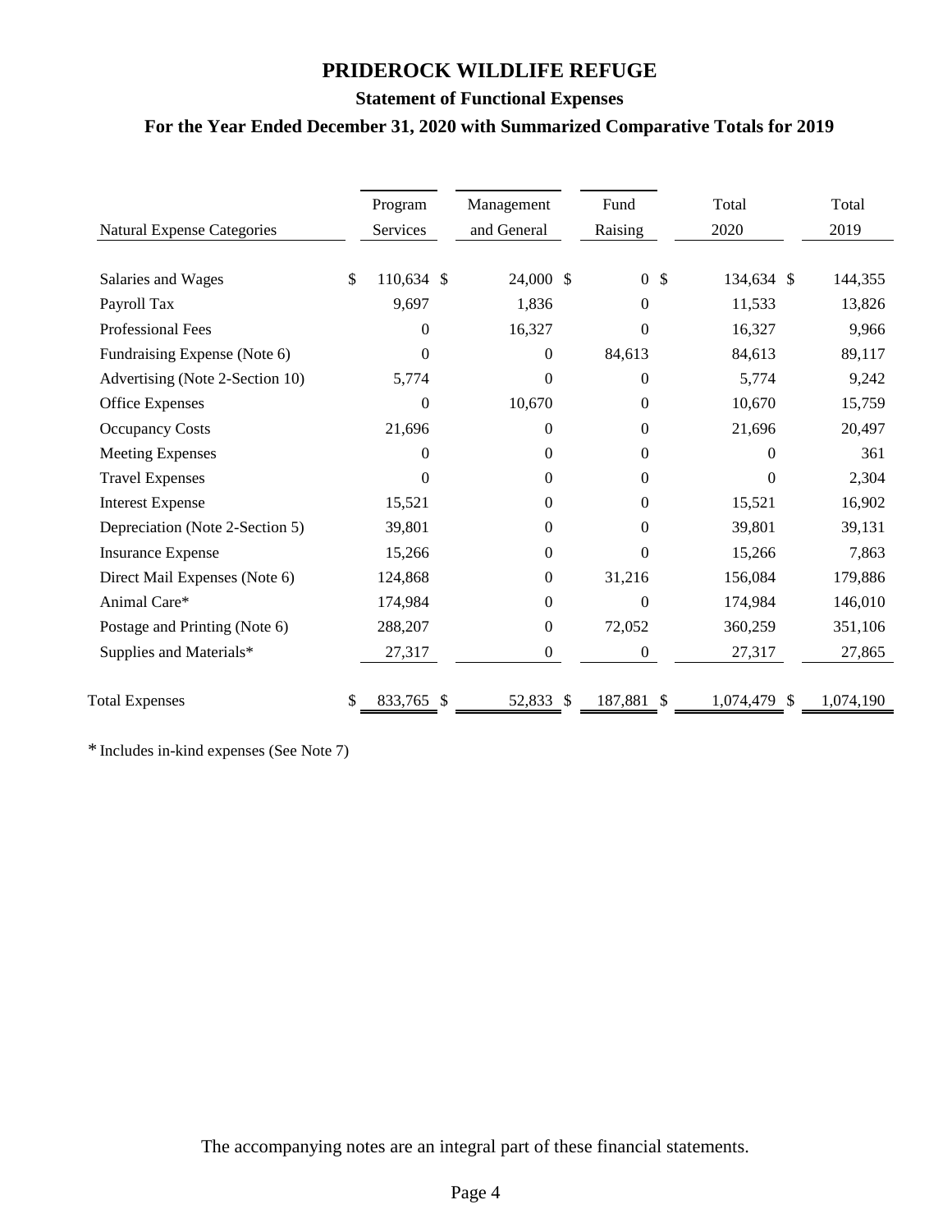# PRIDEROCK WILDLIFE REFUGE

## Statement of Functional Expenses

### For the Year Ended December 31, 2020 with Summarized Comparative Totals for 2019

| Natural Expense Categories | Program Services | Management and General | Fund Raising | Total 2020 | Total 2019 |
|---|---|---|---|---|---|
| Salaries and Wages | $ 110,634 | $ 24,000 | $ 0 | $ 134,634 | $ 144,355 |
| Payroll Tax | 9,697 | 1,836 | 0 | 11,533 | 13,826 |
| Professional Fees | 0 | 16,327 | 0 | 16,327 | 9,966 |
| Fundraising Expense (Note 6) | 0 | 0 | 84,613 | 84,613 | 89,117 |
| Advertising (Note 2-Section 10) | 5,774 | 0 | 0 | 5,774 | 9,242 |
| Office Expenses | 0 | 10,670 | 0 | 10,670 | 15,759 |
| Occupancy Costs | 21,696 | 0 | 0 | 21,696 | 20,497 |
| Meeting Expenses | 0 | 0 | 0 | 0 | 361 |
| Travel Expenses | 0 | 0 | 0 | 0 | 2,304 |
| Interest Expense | 15,521 | 0 | 0 | 15,521 | 16,902 |
| Depreciation (Note 2-Section 5) | 39,801 | 0 | 0 | 39,801 | 39,131 |
| Insurance Expense | 15,266 | 0 | 0 | 15,266 | 7,863 |
| Direct Mail Expenses (Note 6) | 124,868 | 0 | 31,216 | 156,084 | 179,886 |
| Animal Care* | 174,984 | 0 | 0 | 174,984 | 146,010 |
| Postage and Printing (Note 6) | 288,207 | 0 | 72,052 | 360,259 | 351,106 |
| Supplies and Materials* | 27,317 | 0 | 0 | 27,317 | 27,865 |
| Total Expenses | $ 833,765 | $ 52,833 | $ 187,881 | $ 1,074,479 | $ 1,074,190 |

* Includes in-kind expenses (See Note 7)

The accompanying notes are an integral part of these financial statements.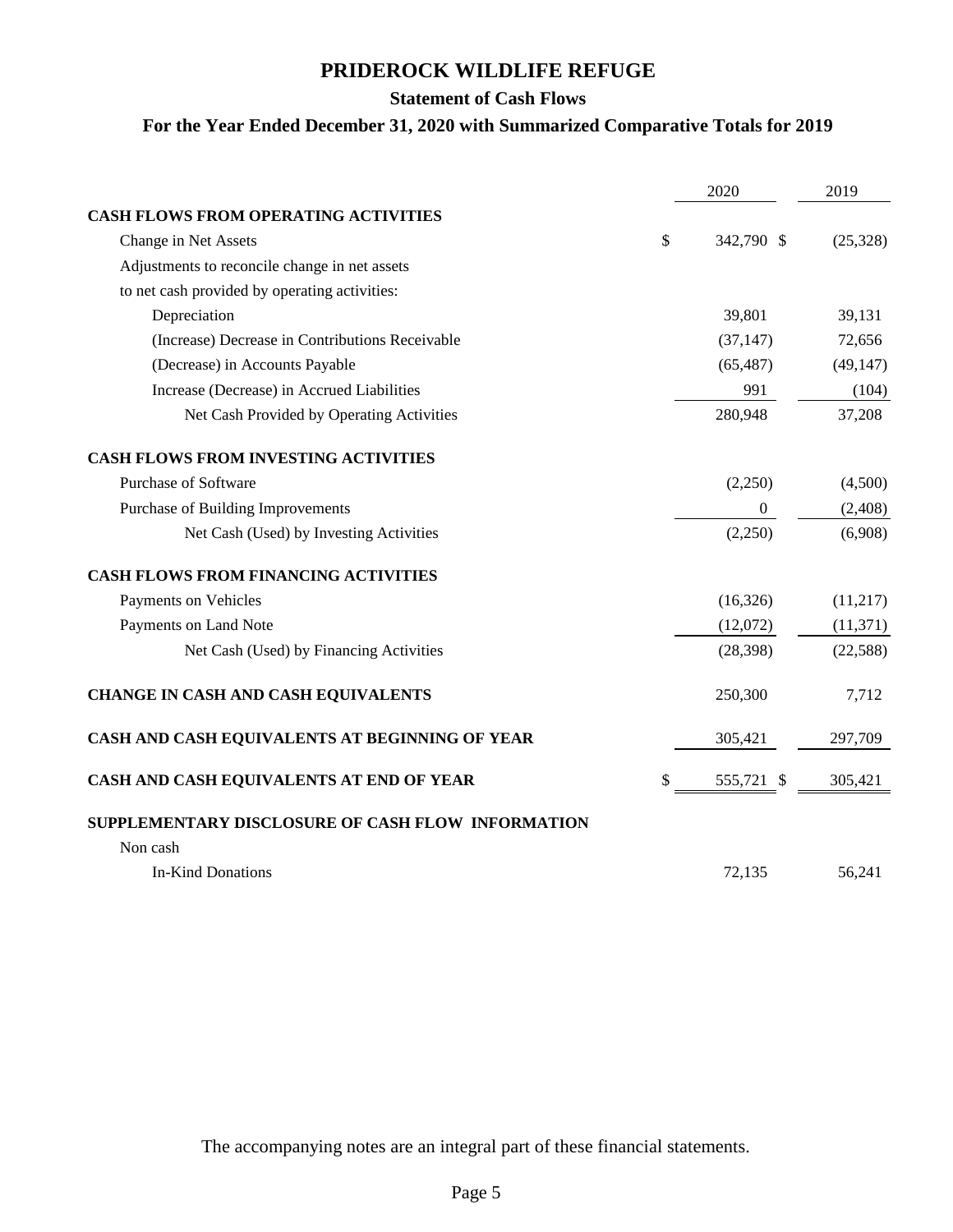# PRIDEROCK WILDLIFE REFUGE

## Statement of Cash Flows

### For the Year Ended December 31, 2020 with Summarized Comparative Totals for 2019

| | 2020 | 2019 |
|---|---|---|
| **CASH FLOWS FROM OPERATING ACTIVITIES** | | |
| Change in Net Assets | $ 342,790 | $ (25,328) |
| Adjustments to reconcile change in net assets | | |
| to net cash provided by operating activities: | | |
| Depreciation | 39,801 | 39,131 |
| (Increase) Decrease in Contributions Receivable | (37,147) | 72,656 |
| (Decrease) in Accounts Payable | (65,487) | (49,147) |
| Increase (Decrease) in Accrued Liabilities | 991 | (104) |
| Net Cash Provided by Operating Activities | 280,948 | 37,208 |
| **CASH FLOWS FROM INVESTING ACTIVITIES** | | |
| Purchase of Software | (2,250) | (4,500) |
| Purchase of Building Improvements | 0 | (2,408) |
| Net Cash (Used) by Investing Activities | (2,250) | (6,908) |
| **CASH FLOWS FROM FINANCING ACTIVITIES** | | |
| Payments on Vehicles | (16,326) | (11,217) |
| Payments on Land Note | (12,072) | (11,371) |
| Net Cash (Used) by Financing Activities | (28,398) | (22,588) |
| **CHANGE IN CASH AND CASH EQUIVALENTS** | 250,300 | 7,712 |
| **CASH AND CASH EQUIVALENTS AT BEGINNING OF YEAR** | 305,421 | 297,709 |
| **CASH AND CASH EQUIVALENTS AT END OF YEAR** | $ 555,721 | $ 305,421 |
| **SUPPLEMENTARY DISCLOSURE OF CASH FLOW INFORMATION** | | |
| Non cash | | |
| In-Kind Donations | 72,135 | 56,241 |

The accompanying notes are an integral part of these financial statements.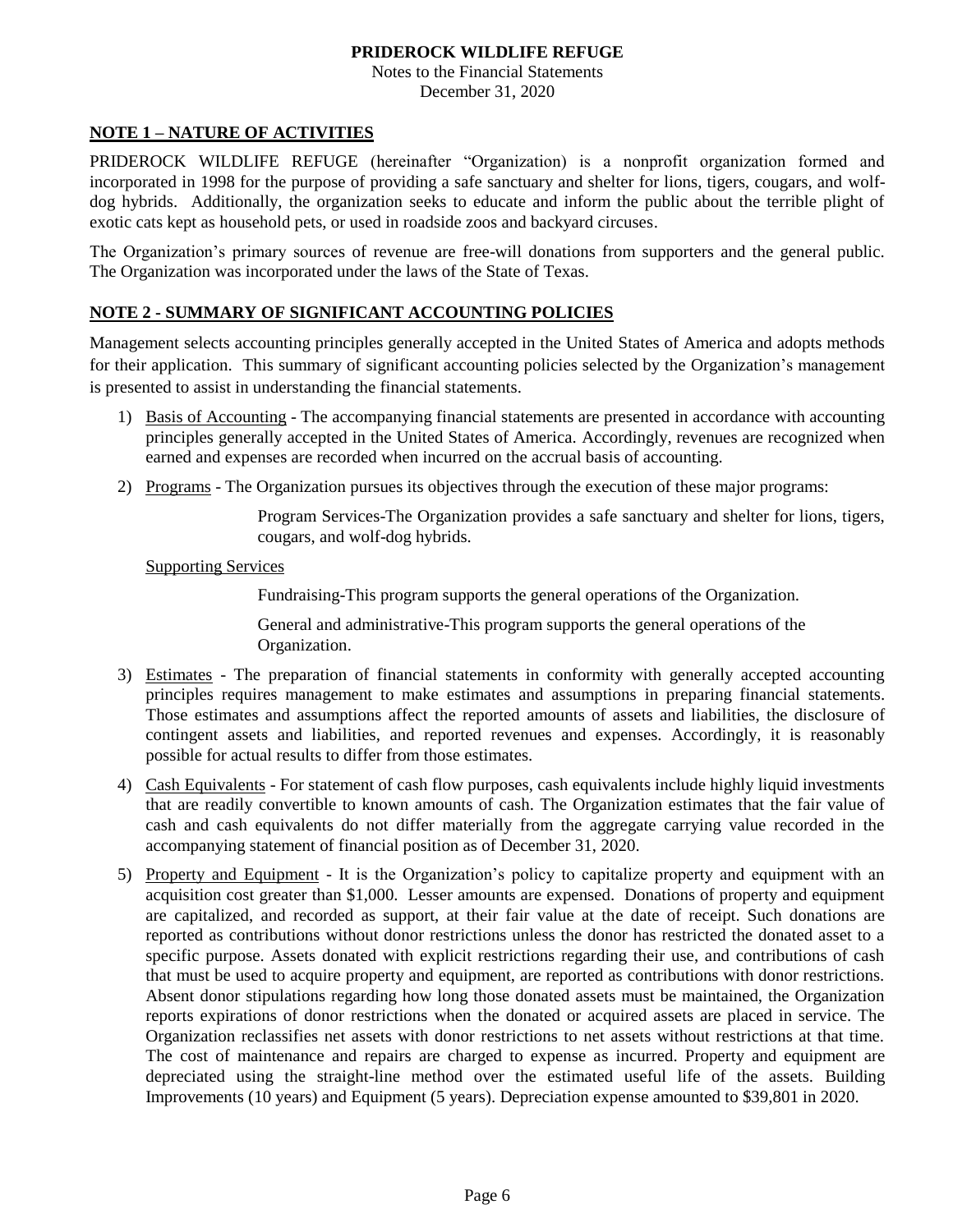# PRIDEROCK WILDLIFE REFUGE

Notes to the Financial Statements

December 31, 2020

## NOTE 1 – NATURE OF ACTIVITIES

PRIDEROCK WILDLIFE REFUGE (hereinafter "Organization) is a nonprofit organization formed and incorporated in 1998 for the purpose of providing a safe sanctuary and shelter for lions, tigers, cougars, and wolf-dog hybrids. Additionally, the organization seeks to educate and inform the public about the terrible plight of exotic cats kept as household pets, or used in roadside zoos and backyard circuses.

The Organization's primary sources of revenue are free-will donations from supporters and the general public. The Organization was incorporated under the laws of the State of Texas.

## NOTE 2 - SUMMARY OF SIGNIFICANT ACCOUNTING POLICIES

Management selects accounting principles generally accepted in the United States of America and adopts methods for their application. This summary of significant accounting policies selected by the Organization's management is presented to assist in understanding the financial statements.

1) Basis of Accounting - The accompanying financial statements are presented in accordance with accounting principles generally accepted in the United States of America. Accordingly, revenues are recognized when earned and expenses are recorded when incurred on the accrual basis of accounting.

2) Programs - The Organization pursues its objectives through the execution of these major programs:

   Program Services-The Organization provides a safe sanctuary and shelter for lions, tigers, cougars, and wolf-dog hybrids.

   Supporting Services

   Fundraising-This program supports the general operations of the Organization.

   General and administrative-This program supports the general operations of the Organization.

3) Estimates - The preparation of financial statements in conformity with generally accepted accounting principles requires management to make estimates and assumptions in preparing financial statements. Those estimates and assumptions affect the reported amounts of assets and liabilities, the disclosure of contingent assets and liabilities, and reported revenues and expenses. Accordingly, it is reasonably possible for actual results to differ from those estimates.

4) Cash Equivalents - For statement of cash flow purposes, cash equivalents include highly liquid investments that are readily convertible to known amounts of cash. The Organization estimates that the fair value of cash and cash equivalents do not differ materially from the aggregate carrying value recorded in the accompanying statement of financial position as of December 31, 2020.

5) Property and Equipment - It is the Organization's policy to capitalize property and equipment with an acquisition cost greater than $1,000. Lesser amounts are expensed. Donations of property and equipment are capitalized, and recorded as support, at their fair value at the date of receipt. Such donations are reported as contributions without donor restrictions unless the donor has restricted the donated asset to a specific purpose. Assets donated with explicit restrictions regarding their use, and contributions of cash that must be used to acquire property and equipment, are reported as contributions with donor restrictions. Absent donor stipulations regarding how long those donated assets must be maintained, the Organization reports expirations of donor restrictions when the donated or acquired assets are placed in service. The Organization reclassifies net assets with donor restrictions to net assets without restrictions at that time. The cost of maintenance and repairs are charged to expense as incurred. Property and equipment are depreciated using the straight-line method over the estimated useful life of the assets. Building Improvements (10 years) and Equipment (5 years). Depreciation expense amounted to $39,801 in 2020.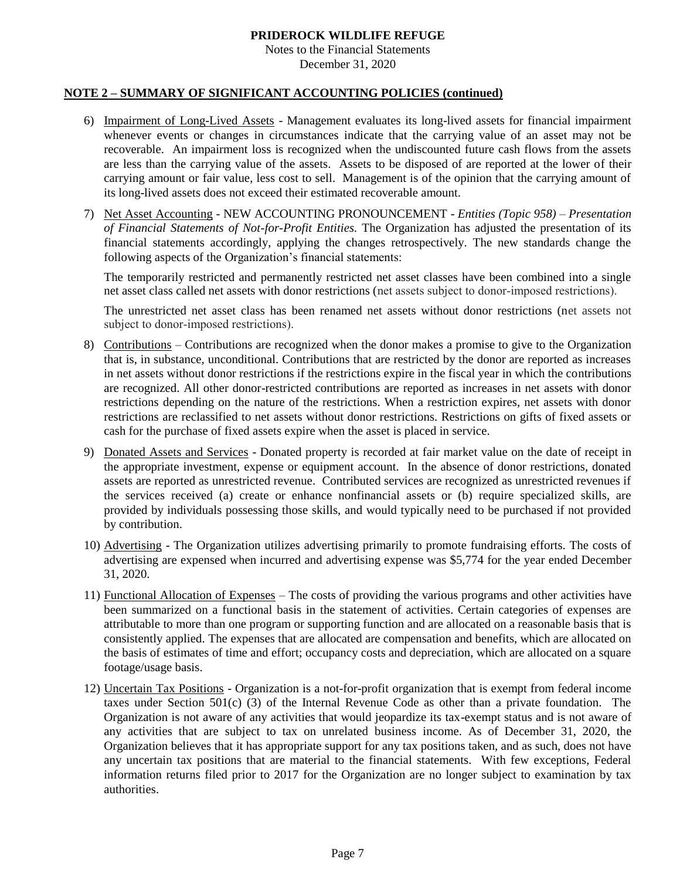**NOTE 2 – SUMMARY OF SIGNIFICANT ACCOUNTING POLICIES (continued)**

6) Impairment of Long-Lived Assets - Management evaluates its long-lived assets for financial impairment whenever events or changes in circumstances indicate that the carrying value of an asset may not be recoverable. An impairment loss is recognized when the undiscounted future cash flows from the assets are less than the carrying value of the assets. Assets to be disposed of are reported at the lower of their carrying amount or fair value, less cost to sell. Management is of the opinion that the carrying amount of its long-lived assets does not exceed their estimated recoverable amount.

7) Net Asset Accounting - NEW ACCOUNTING PRONOUNCEMENT - *Entities (Topic 958) – Presentation of Financial Statements of Not-for-Profit Entities.* The Organization has adjusted the presentation of its financial statements accordingly, applying the changes retrospectively. The new standards change the following aspects of the Organization's financial statements:

   The temporarily restricted and permanently restricted net asset classes have been combined into a single net asset class called net assets with donor restrictions (net assets subject to donor-imposed restrictions).

   The unrestricted net asset class has been renamed net assets without donor restrictions (net assets not subject to donor-imposed restrictions).

8) Contributions – Contributions are recognized when the donor makes a promise to give to the Organization that is, in substance, unconditional. Contributions that are restricted by the donor are reported as increases in net assets without donor restrictions if the restrictions expire in the fiscal year in which the contributions are recognized. All other donor-restricted contributions are reported as increases in net assets with donor restrictions depending on the nature of the restrictions. When a restriction expires, net assets with donor restrictions are reclassified to net assets without donor restrictions. Restrictions on gifts of fixed assets or cash for the purchase of fixed assets expire when the asset is placed in service.

9) Donated Assets and Services - Donated property is recorded at fair market value on the date of receipt in the appropriate investment, expense or equipment account. In the absence of donor restrictions, donated assets are reported as unrestricted revenue. Contributed services are recognized as unrestricted revenues if the services received (a) create or enhance nonfinancial assets or (b) require specialized skills, are provided by individuals possessing those skills, and would typically need to be purchased if not provided by contribution.

10) Advertising - The Organization utilizes advertising primarily to promote fundraising efforts. The costs of advertising are expensed when incurred and advertising expense was $5,774 for the year ended December 31, 2020.

11) Functional Allocation of Expenses – The costs of providing the various programs and other activities have been summarized on a functional basis in the statement of activities. Certain categories of expenses are attributable to more than one program or supporting function and are allocated on a reasonable basis that is consistently applied. The expenses that are allocated are compensation and benefits, which are allocated on the basis of estimates of time and effort; occupancy costs and depreciation, which are allocated on a square footage/usage basis.

12) Uncertain Tax Positions - Organization is a not-for-profit organization that is exempt from federal income taxes under Section 501(c) (3) of the Internal Revenue Code as other than a private foundation. The Organization is not aware of any activities that would jeopardize its tax-exempt status and is not aware of any activities that are subject to tax on unrelated business income. As of December 31, 2020, the Organization believes that it has appropriate support for any tax positions taken, and as such, does not have any uncertain tax positions that are material to the financial statements. With few exceptions, Federal information returns filed prior to 2017 for the Organization are no longer subject to examination by tax authorities.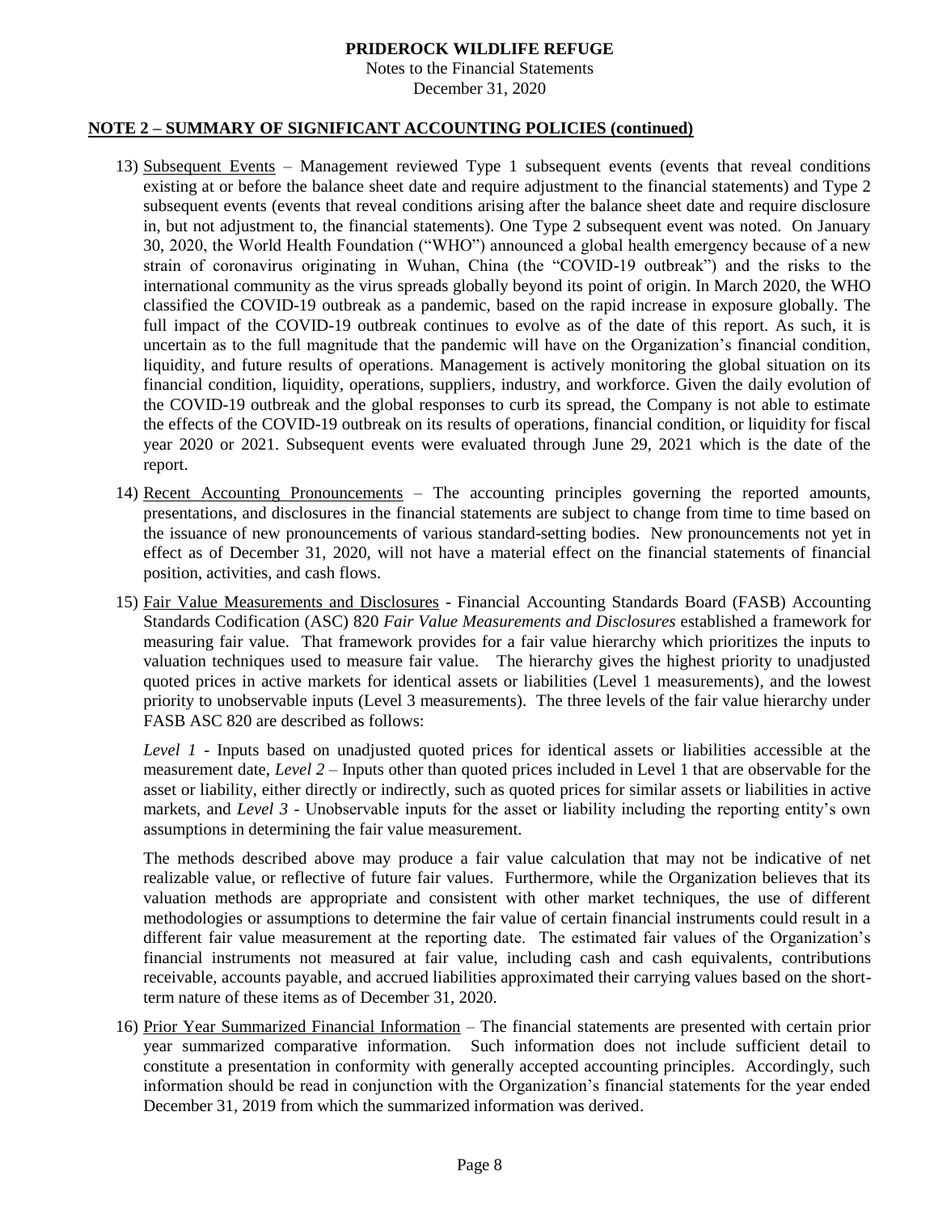**PRIDEROCK WILDLIFE REFUGE**
Notes to the Financial Statements
December 31, 2020

**NOTE 2 – SUMMARY OF SIGNIFICANT ACCOUNTING POLICIES (continued)**

13) Subsequent Events – Management reviewed Type 1 subsequent events (events that reveal conditions existing at or before the balance sheet date and require adjustment to the financial statements) and Type 2 subsequent events (events that reveal conditions arising after the balance sheet date and require disclosure in, but not adjustment to, the financial statements). One Type 2 subsequent event was noted. On January 30, 2020, the World Health Foundation ("WHO") announced a global health emergency because of a new strain of coronavirus originating in Wuhan, China (the "COVID-19 outbreak") and the risks to the international community as the virus spreads globally beyond its point of origin. In March 2020, the WHO classified the COVID-19 outbreak as a pandemic, based on the rapid increase in exposure globally. The full impact of the COVID-19 outbreak continues to evolve as of the date of this report. As such, it is uncertain as to the full magnitude that the pandemic will have on the Organization's financial condition, liquidity, and future results of operations. Management is actively monitoring the global situation on its financial condition, liquidity, operations, suppliers, industry, and workforce. Given the daily evolution of the COVID-19 outbreak and the global responses to curb its spread, the Company is not able to estimate the effects of the COVID-19 outbreak on its results of operations, financial condition, or liquidity for fiscal year 2020 or 2021. Subsequent events were evaluated through June 29, 2021 which is the date of the report.

14) Recent Accounting Pronouncements – The accounting principles governing the reported amounts, presentations, and disclosures in the financial statements are subject to change from time to time based on the issuance of new pronouncements of various standard-setting bodies. New pronouncements not yet in effect as of December 31, 2020, will not have a material effect on the financial statements of financial position, activities, and cash flows.

15) Fair Value Measurements and Disclosures - Financial Accounting Standards Board (FASB) Accounting Standards Codification (ASC) 820 *Fair Value Measurements and Disclosures* established a framework for measuring fair value. That framework provides for a fair value hierarchy which prioritizes the inputs to valuation techniques used to measure fair value. The hierarchy gives the highest priority to unadjusted quoted prices in active markets for identical assets or liabilities (Level 1 measurements), and the lowest priority to unobservable inputs (Level 3 measurements). The three levels of the fair value hierarchy under FASB ASC 820 are described as follows:

    *Level 1* - Inputs based on unadjusted quoted prices for identical assets or liabilities accessible at the measurement date, *Level 2* – Inputs other than quoted prices included in Level 1 that are observable for the asset or liability, either directly or indirectly, such as quoted prices for similar assets or liabilities in active markets, and *Level 3* - Unobservable inputs for the asset or liability including the reporting entity's own assumptions in determining the fair value measurement.

    The methods described above may produce a fair value calculation that may not be indicative of net realizable value, or reflective of future fair values. Furthermore, while the Organization believes that its valuation methods are appropriate and consistent with other market techniques, the use of different methodologies or assumptions to determine the fair value of certain financial instruments could result in a different fair value measurement at the reporting date. The estimated fair values of the Organization's financial instruments not measured at fair value, including cash and cash equivalents, contributions receivable, accounts payable, and accrued liabilities approximated their carrying values based on the short-term nature of these items as of December 31, 2020.

16) Prior Year Summarized Financial Information – The financial statements are presented with certain prior year summarized comparative information. Such information does not include sufficient detail to constitute a presentation in conformity with generally accepted accounting principles. Accordingly, such information should be read in conjunction with the Organization's financial statements for the year ended December 31, 2019 from which the summarized information was derived.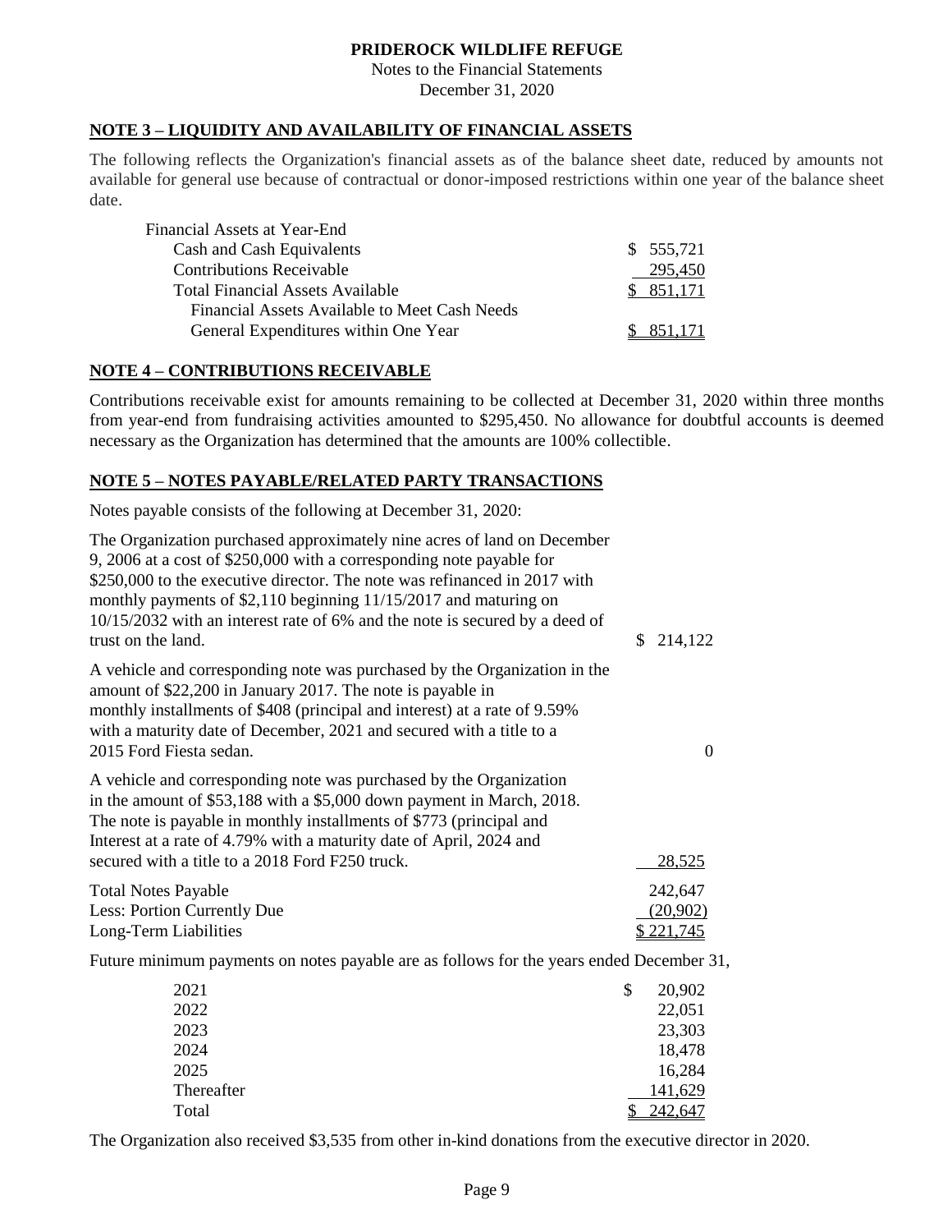**PRIDEROCK WILDLIFE REFUGE**
Notes to the Financial Statements
December 31, 2020

## NOTE 3 – LIQUIDITY AND AVAILABILITY OF FINANCIAL ASSETS

The following reflects the Organization's financial assets as of the balance sheet date, reduced by amounts not available for general use because of contractual or donor-imposed restrictions within one year of the balance sheet date.

| | |
|---|---|
| Financial Assets at Year-End | |
| Cash and Cash Equivalents | $ 555,721 |
| Contributions Receivable | 295,450 |
| Total Financial Assets Available | $ 851,171 |
| Financial Assets Available to Meet Cash Needs General Expenditures within One Year | $ 851,171 |

## NOTE 4 – CONTRIBUTIONS RECEIVABLE

Contributions receivable exist for amounts remaining to be collected at December 31, 2020 within three months from year-end from fundraising activities amounted to $295,450. No allowance for doubtful accounts is deemed necessary as the Organization has determined that the amounts are 100% collectible.

## NOTE 5 – NOTES PAYABLE/RELATED PARTY TRANSACTIONS

Notes payable consists of the following at December 31, 2020:

| | |
|---|---|
| The Organization purchased approximately nine acres of land on December 9, 2006 at a cost of $250,000 with a corresponding note payable for $250,000 to the executive director. The note was refinanced in 2017 with monthly payments of $2,110 beginning 11/15/2017 and maturing on 10/15/2032 with an interest rate of 6% and the note is secured by a deed of trust on the land. | $ 214,122 |
| A vehicle and corresponding note was purchased by the Organization in the amount of $22,200 in January 2017. The note is payable in monthly installments of $408 (principal and interest) at a rate of 9.59% with a maturity date of December, 2021 and secured with a title to a 2015 Ford Fiesta sedan. | 0 |
| A vehicle and corresponding note was purchased by the Organization in the amount of $53,188 with a $5,000 down payment in March, 2018. The note is payable in monthly installments of $773 (principal and Interest at a rate of 4.79% with a maturity date of April, 2024 and secured with a title to a 2018 Ford F250 truck. | 28,525 |
| Total Notes Payable | 242,647 |
| Less: Portion Currently Due | (20,902) |
| Long-Term Liabilities | $ 221,745 |

Future minimum payments on notes payable are as follows for the years ended December 31,

| | |
|---|---|
| 2021 | $ 20,902 |
| 2022 | 22,051 |
| 2023 | 23,303 |
| 2024 | 18,478 |
| 2025 | 16,284 |
| Thereafter | 141,629 |
| Total | $ 242,647 |

The Organization also received $3,535 from other in-kind donations from the executive director in 2020.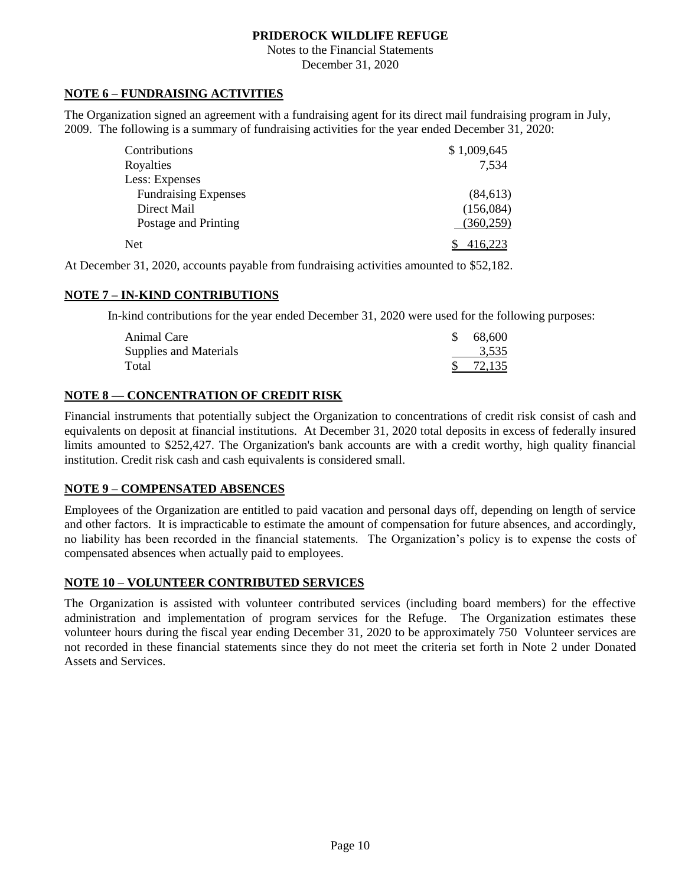**PRIDEROCK WILDLIFE REFUGE**
Notes to the Financial Statements
December 31, 2020

## NOTE 6 – FUNDRAISING ACTIVITIES

The Organization signed an agreement with a fundraising agent for its direct mail fundraising program in July, 2009. The following is a summary of fundraising activities for the year ended December 31, 2020:

| | |
|---|---|
| Contributions | $ 1,009,645 |
| Royalties | 7,534 |
| Less: Expenses | |
| Fundraising Expenses | (84,613) |
| Direct Mail | (156,084) |
| Postage and Printing | (360,259) |
| Net | $ 416,223 |

At December 31, 2020, accounts payable from fundraising activities amounted to $52,182.

## NOTE 7 – IN-KIND CONTRIBUTIONS

In-kind contributions for the year ended December 31, 2020 were used for the following purposes:

| | |
|---|---|
| Animal Care | $ 68,600 |
| Supplies and Materials | 3,535 |
| Total | $ 72,135 |

## NOTE 8 — CONCENTRATION OF CREDIT RISK

Financial instruments that potentially subject the Organization to concentrations of credit risk consist of cash and equivalents on deposit at financial institutions. At December 31, 2020 total deposits in excess of federally insured limits amounted to $252,427. The Organization's bank accounts are with a credit worthy, high quality financial institution. Credit risk cash and cash equivalents is considered small.

## NOTE 9 – COMPENSATED ABSENCES

Employees of the Organization are entitled to paid vacation and personal days off, depending on length of service and other factors. It is impracticable to estimate the amount of compensation for future absences, and accordingly, no liability has been recorded in the financial statements. The Organization's policy is to expense the costs of compensated absences when actually paid to employees.

## NOTE 10 – VOLUNTEER CONTRIBUTED SERVICES

The Organization is assisted with volunteer contributed services (including board members) for the effective administration and implementation of program services for the Refuge. The Organization estimates these volunteer hours during the fiscal year ending December 31, 2020 to be approximately 750 Volunteer services are not recorded in these financial statements since they do not meet the criteria set forth in Note 2 under Donated Assets and Services.